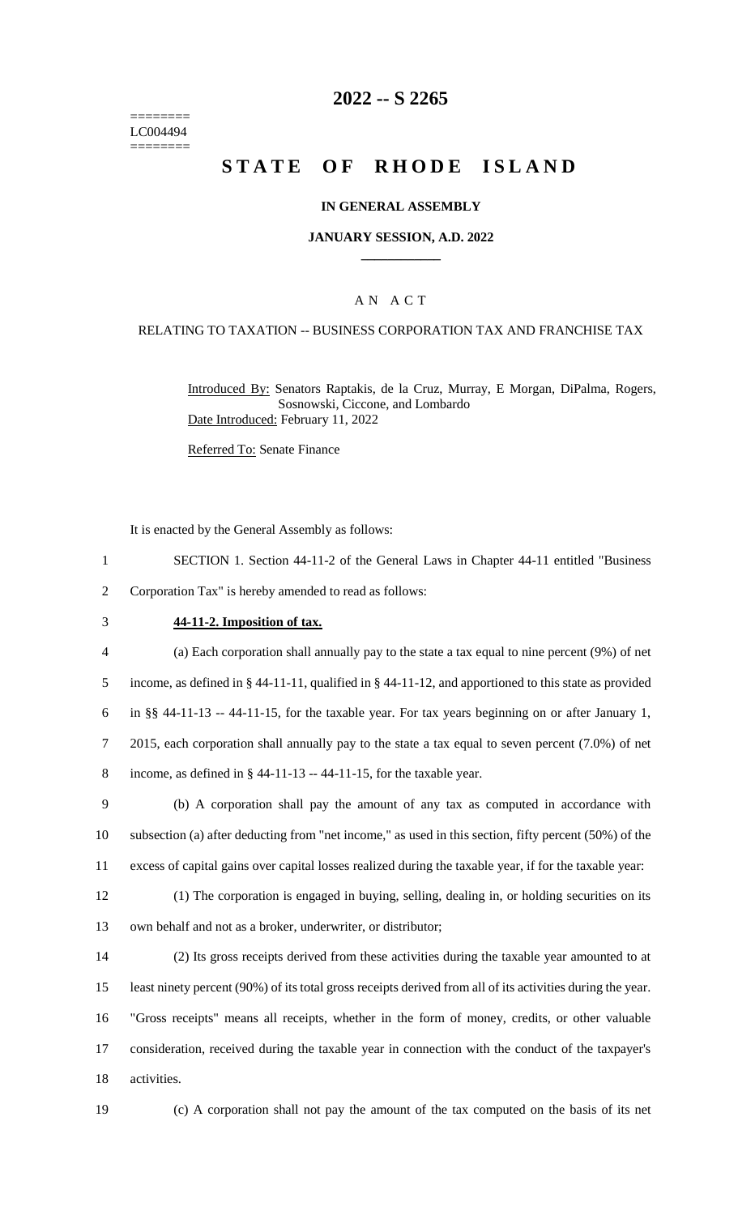========
LC004494
========

# 2022 -- S 2265

# STATE OF RHODE ISLAND

### IN GENERAL ASSEMBLY

### JANUARY SESSION, A.D. 2022

## A N A C T

RELATING TO TAXATION -- BUSINESS CORPORATION TAX AND FRANCHISE TAX

Introduced By: Senators Raptakis, de la Cruz, Murray, E Morgan, DiPalma, Rogers, Sosnowski, Ciccone, and Lombardo

Date Introduced: February 11, 2022

Referred To: Senate Finance

It is enacted by the General Assembly as follows:

1 SECTION 1. Section 44-11-2 of the General Laws in Chapter 44-11 entitled "Business
2 Corporation Tax" is hereby amended to read as follows:

3 **44-11-2. Imposition of tax.**

4 (a) Each corporation shall annually pay to the state a tax equal to nine percent (9%) of net
5 income, as defined in § 44-11-11, qualified in § 44-11-12, and apportioned to this state as provided
6 in §§ 44-11-13 -- 44-11-15, for the taxable year. For tax years beginning on or after January 1,
7 2015, each corporation shall annually pay to the state a tax equal to seven percent (7.0%) of net
8 income, as defined in § 44-11-13 -- 44-11-15, for the taxable year.

9 (b) A corporation shall pay the amount of any tax as computed in accordance with
10 subsection (a) after deducting from "net income," as used in this section, fifty percent (50%) of the
11 excess of capital gains over capital losses realized during the taxable year, if for the taxable year:

12 (1) The corporation is engaged in buying, selling, dealing in, or holding securities on its
13 own behalf and not as a broker, underwriter, or distributor;

14 (2) Its gross receipts derived from these activities during the taxable year amounted to at
15 least ninety percent (90%) of its total gross receipts derived from all of its activities during the year.
16 "Gross receipts" means all receipts, whether in the form of money, credits, or other valuable
17 consideration, received during the taxable year in connection with the conduct of the taxpayer's
18 activities.

19 (c) A corporation shall not pay the amount of the tax computed on the basis of its net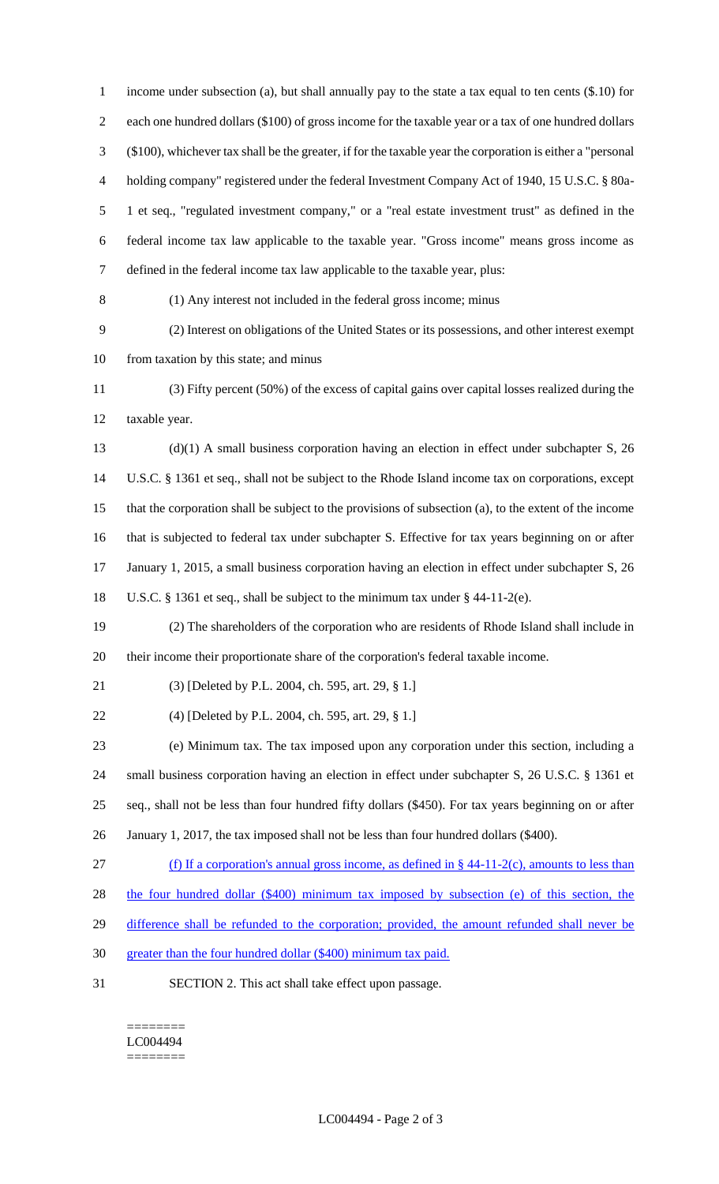income under subsection (a), but shall annually pay to the state a tax equal to ten cents ($.10) for each one hundred dollars ($100) of gross income for the taxable year or a tax of one hundred dollars ($100), whichever tax shall be the greater, if for the taxable year the corporation is either a "personal holding company" registered under the federal Investment Company Act of 1940, 15 U.S.C. § 80a-1 et seq., "regulated investment company," or a "real estate investment trust" as defined in the federal income tax law applicable to the taxable year. "Gross income" means gross income as defined in the federal income tax law applicable to the taxable year, plus:

(1) Any interest not included in the federal gross income; minus

(2) Interest on obligations of the United States or its possessions, and other interest exempt from taxation by this state; and minus

(3) Fifty percent (50%) of the excess of capital gains over capital losses realized during the taxable year.

(d)(1) A small business corporation having an election in effect under subchapter S, 26 U.S.C. § 1361 et seq., shall not be subject to the Rhode Island income tax on corporations, except that the corporation shall be subject to the provisions of subsection (a), to the extent of the income that is subjected to federal tax under subchapter S. Effective for tax years beginning on or after January 1, 2015, a small business corporation having an election in effect under subchapter S, 26 U.S.C. § 1361 et seq., shall be subject to the minimum tax under § 44-11-2(e).

(2) The shareholders of the corporation who are residents of Rhode Island shall include in their income their proportionate share of the corporation's federal taxable income.

(3) [Deleted by P.L. 2004, ch. 595, art. 29, § 1.]

(4) [Deleted by P.L. 2004, ch. 595, art. 29, § 1.]

(e) Minimum tax. The tax imposed upon any corporation under this section, including a small business corporation having an election in effect under subchapter S, 26 U.S.C. § 1361 et seq., shall not be less than four hundred fifty dollars ($450). For tax years beginning on or after January 1, 2017, the tax imposed shall not be less than four hundred dollars ($400).

(f) If a corporation's annual gross income, as defined in § 44-11-2(c), amounts to less than the four hundred dollar ($400) minimum tax imposed by subsection (e) of this section, the difference shall be refunded to the corporation; provided, the amount refunded shall never be greater than the four hundred dollar ($400) minimum tax paid.

SECTION 2. This act shall take effect upon passage.

========
LC004494
========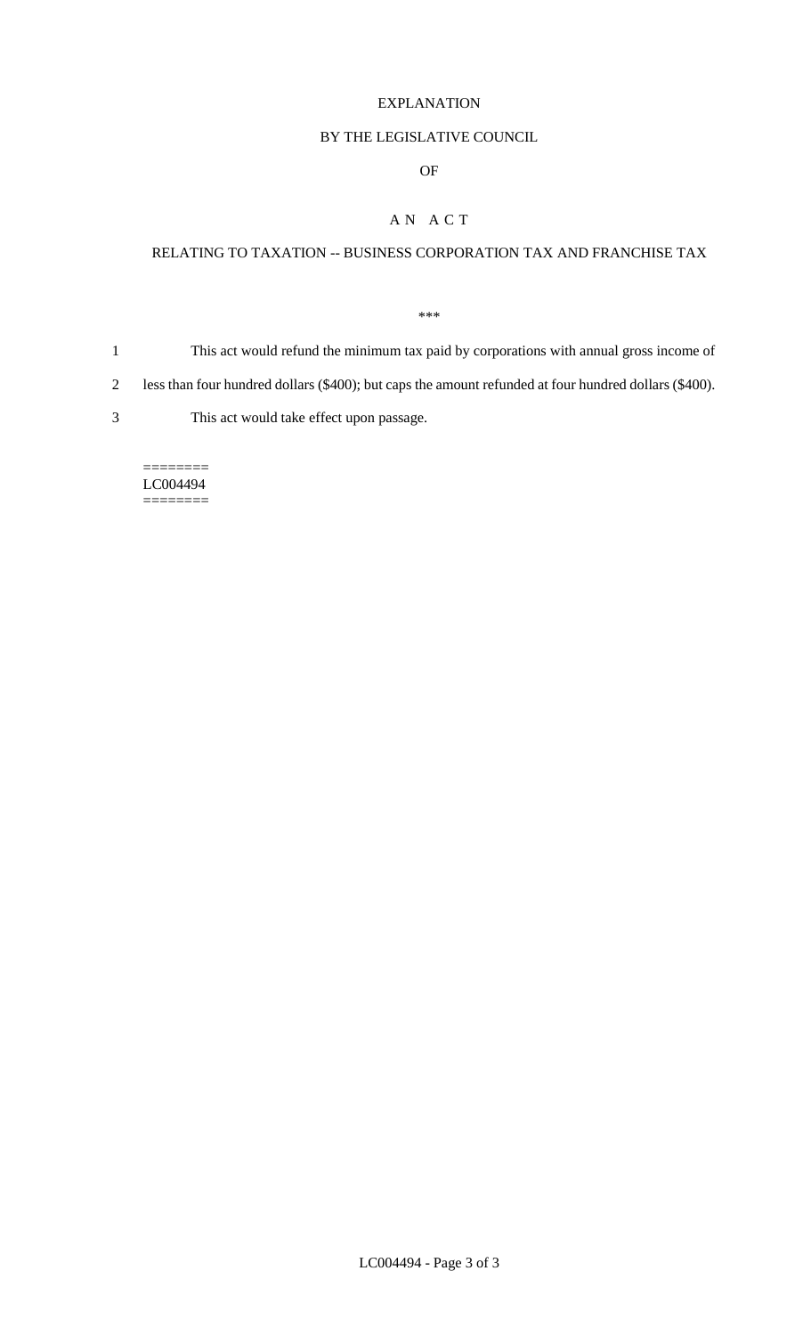EXPLANATION

BY THE LEGISLATIVE COUNCIL

OF

A N A C T

RELATING TO TAXATION -- BUSINESS CORPORATION TAX AND FRANCHISE TAX

\*\*\*

This act would refund the minimum tax paid by corporations with annual gross income of less than four hundred dollars ($400); but caps the amount refunded at four hundred dollars ($400).

This act would take effect upon passage.

========
LC004494
========